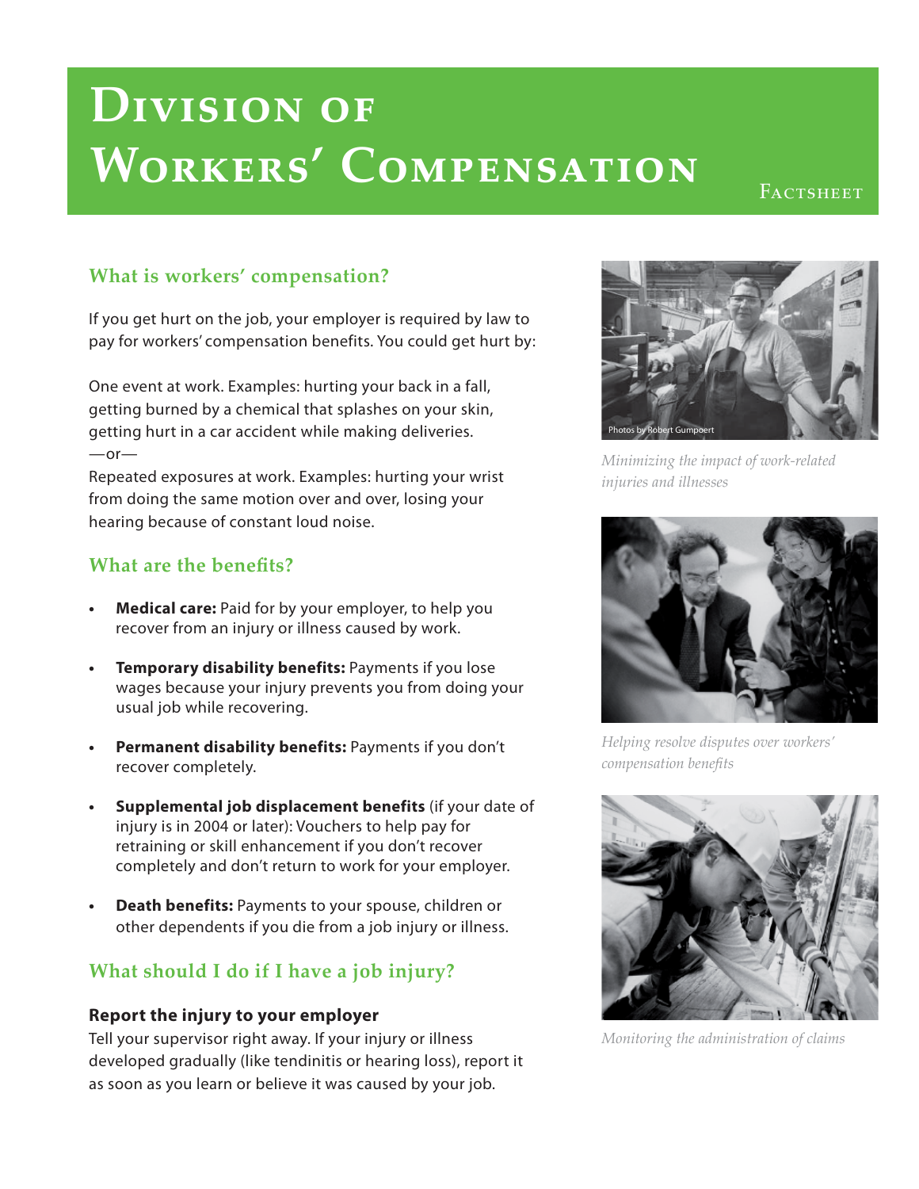# Division of Workers' Compensation

Factsheet

## What is workers' compensation?

If you get hurt on the job, your employer is required by law to pay for workers' compensation benefits. You could get hurt by:

One event at work. Examples: hurting your back in a fall, getting burned by a chemical that splashes on your skin, getting hurt in a car accident while making deliveries.

—or—

Repeated exposures at work. Examples: hurting your wrist from doing the same motion over and over, losing your hearing because of constant loud noise.

## What are the benefits?

- **Medical care:** Paid for by your employer, to help you recover from an injury or illness caused by work.
- **Temporary disability benefits:** Payments if you lose wages because your injury prevents you from doing your usual job while recovering.
- **Permanent disability benefits:** Payments if you don't recover completely.
- **Supplemental job displacement benefits** (if your date of injury is in 2004 or later): Vouchers to help pay for retraining or skill enhancement if you don't recover completely and don't return to work for your employer.
- **Death benefits:** Payments to your spouse, children or other dependents if you die from a job injury or illness.

## What should I do if I have a job injury?

### Report the injury to your employer

Tell your supervisor right away. If your injury or illness developed gradually (like tendinitis or hearing loss), report it as soon as you learn or believe it was caused by your job.

Photos by Robert Gumpoert

*Minimizing the impact of work-related injuries and illnesses*

*Helping resolve disputes over workers' compensation benefits*

*Monitoring the administration of claims*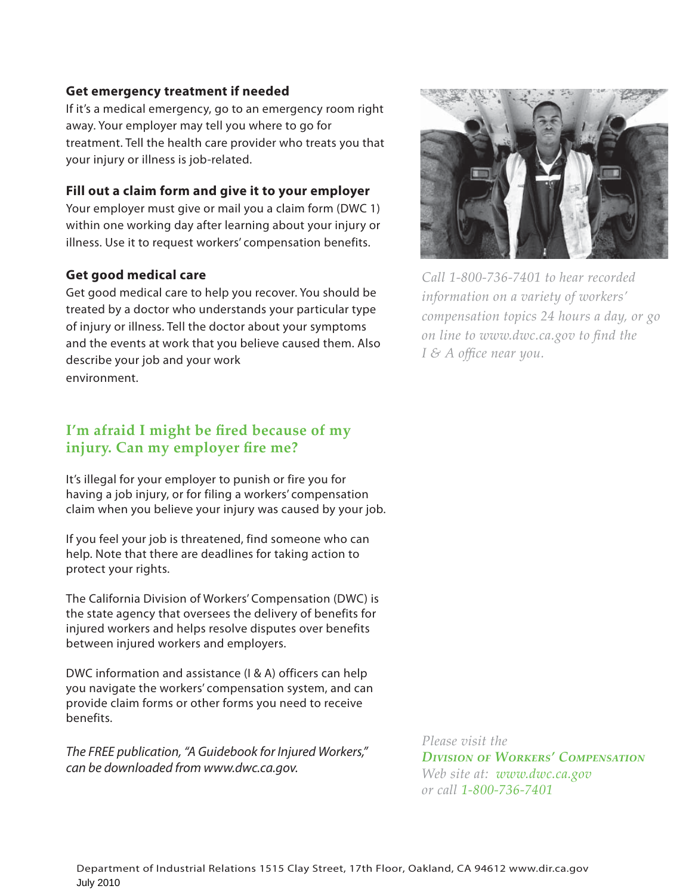### Get emergency treatment if needed

If it's a medical emergency, go to an emergency room right away. Your employer may tell you where to go for treatment. Tell the health care provider who treats you that your injury or illness is job-related.

### Fill out a claim form and give it to your employer

Your employer must give or mail you a claim form (DWC 1) within one working day after learning about your injury or illness. Use it to request workers' compensation benefits.

### Get good medical care

Get good medical care to help you recover. You should be treated by a doctor who understands your particular type of injury or illness. Tell the doctor about your symptoms and the events at work that you believe caused them. Also describe your job and your work environment.

*Call 1-800-736-7401 to hear recorded information on a variety of workers' compensation topics 24 hours a day, or go on line to www.dwc.ca.gov to find the I & A office near you.*

## I'm afraid I might be fired because of my injury. Can my employer fire me?

It's illegal for your employer to punish or fire you for having a job injury, or for filing a workers' compensation claim when you believe your injury was caused by your job.

If you feel your job is threatened, find someone who can help. Note that there are deadlines for taking action to protect your rights.

The California Division of Workers' Compensation (DWC) is the state agency that oversees the delivery of benefits for injured workers and helps resolve disputes over benefits between injured workers and employers.

DWC information and assistance (I & A) officers can help you navigate the workers' compensation system, and can provide claim forms or other forms you need to receive benefits.

*The FREE publication, "A Guidebook for Injured Workers," can be downloaded from www.dwc.ca.gov.*

*Please visit the*
***Division of Workers' Compensation***
*Web site at: www.dwc.ca.gov*
*or call 1-800-736-7401*

Department of Industrial Relations 1515 Clay Street, 17th Floor, Oakland, CA 94612 www.dir.ca.gov
July 2010